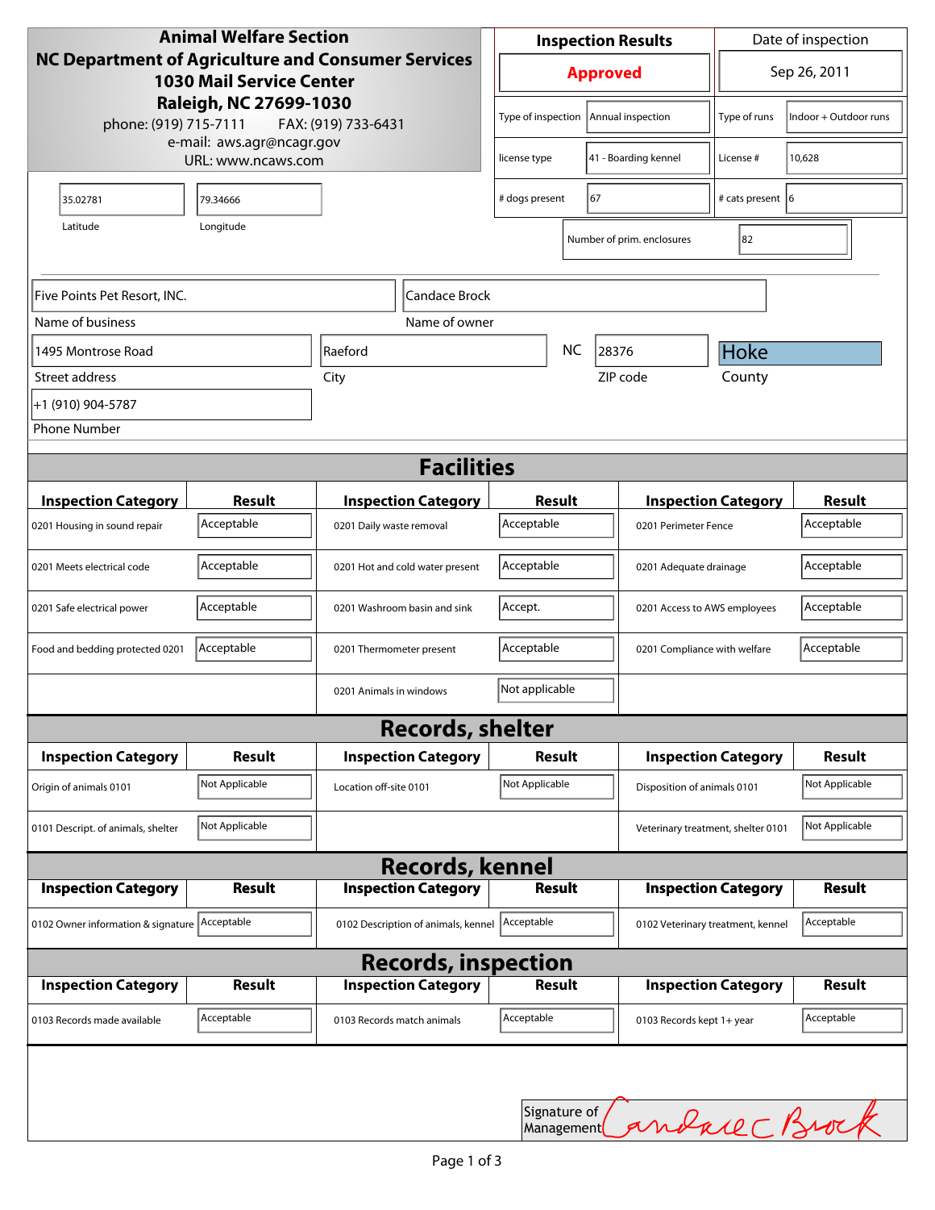**Animal Welfare Section**
**NC Department of Agriculture and Consumer Services**
**1030 Mail Service Center**
**Raleigh, NC 27699-1030**
phone: (919) 715-7111 FAX: (919) 733-6431
e-mail: aws.agr@ncagr.gov
URL: www.ncaws.com

| Inspection Results | Date of inspection |
|---|---|
| **Approved** | Sep 26, 2011 |

| | | | |
|---|---|---|---|
| Type of inspection | Annual inspection | Type of runs | Indoor + Outdoor runs |
| license type | 41 - Boarding kennel | License # | 10,628 |
| # dogs present | 67 | # cats present | 6 |
| Number of prim. enclosures | 82 | | |

| Latitude | Longitude |
|---|---|
| 35.02781 | 79.34666 |

| Name of business | Name of owner |
|---|---|
| Five Points Pet Resort, INC. | Candace Brock |

| Street address | City | State | ZIP code | County |
|---|---|---|---|---|
| 1495 Montrose Road | Raeford | NC | 28376 | Hoke |

Phone Number: +1 (910) 904-5787

## Facilities

| Inspection Category | Result | Inspection Category | Result | Inspection Category | Result |
|---|---|---|---|---|---|
| 0201 Housing in sound repair | Acceptable | 0201 Daily waste removal | Acceptable | 0201 Perimeter Fence | Acceptable |
| 0201 Meets electrical code | Acceptable | 0201 Hot and cold water present | Acceptable | 0201 Adequate drainage | Acceptable |
| 0201 Safe electrical power | Acceptable | 0201 Washroom basin and sink | Accept. | 0201 Access to AWS employees | Acceptable |
| Food and bedding protected 0201 | Acceptable | 0201 Thermometer present | Acceptable | 0201 Compliance with welfare | Acceptable |
| | | 0201 Animals in windows | Not applicable | | |

## Records, shelter

| Inspection Category | Result | Inspection Category | Result | Inspection Category | Result |
|---|---|---|---|---|---|
| Origin of animals 0101 | Not Applicable | Location off-site 0101 | Not Applicable | Disposition of animals 0101 | Not Applicable |
| 0101 Descript. of animals, shelter | Not Applicable | | | Veterinary treatment, shelter 0101 | Not Applicable |

## Records, kennel

| Inspection Category | Result | Inspection Category | Result | Inspection Category | Result |
|---|---|---|---|---|---|
| 0102 Owner information & signature | Acceptable | 0102 Description of animals, kennel | Acceptable | 0102 Veterinary treatment, kennel | Acceptable |

## Records, inspection

| Inspection Category | Result | Inspection Category | Result | Inspection Category | Result |
|---|---|---|---|---|---|
| 0103 Records made available | Acceptable | 0103 Records match animals | Acceptable | 0103 Records kept 1+ year | Acceptable |

Signature of Management: Candace Brock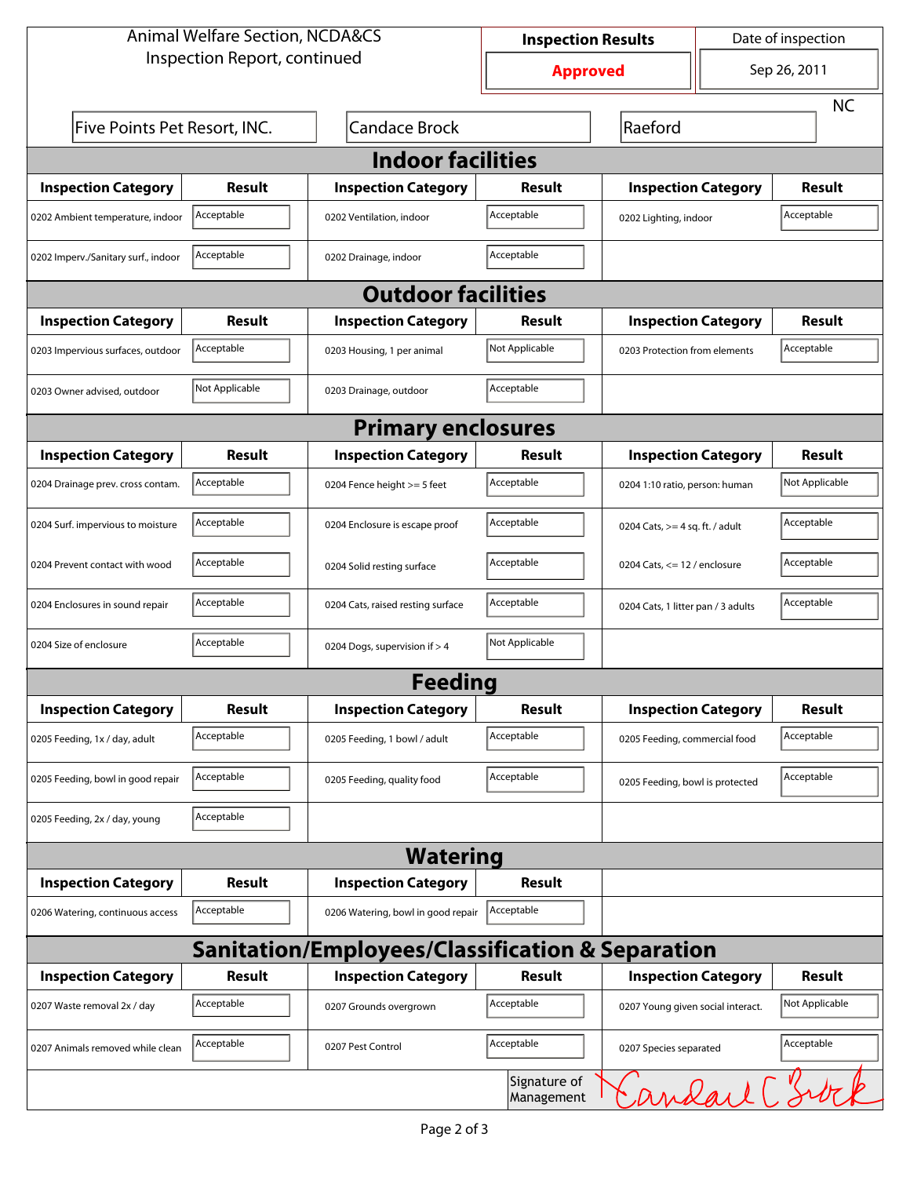Animal Welfare Section, NCDA&CS
Inspection Report, continued

| Inspection Results | Date of inspection |
|---|---|
| **Approved** | Sep 26, 2011 |

Five Points Pet Resort, INC. | Candace Brock | Raeford | NC

## Indoor facilities

| Inspection Category | Result | Inspection Category | Result | Inspection Category | Result |
|---|---|---|---|---|---|
| 0202 Ambient temperature, indoor | Acceptable | 0202 Ventilation, indoor | Acceptable | 0202 Lighting, indoor | Acceptable |
| 0202 Imperv./Sanitary surf., indoor | Acceptable | 0202 Drainage, indoor | Acceptable | | |

## Outdoor facilities

| Inspection Category | Result | Inspection Category | Result | Inspection Category | Result |
|---|---|---|---|---|---|
| 0203 Impervious surfaces, outdoor | Acceptable | 0203 Housing, 1 per animal | Not Applicable | 0203 Protection from elements | Acceptable |
| 0203 Owner advised, outdoor | Not Applicable | 0203 Drainage, outdoor | Acceptable | | |

## Primary enclosures

| Inspection Category | Result | Inspection Category | Result | Inspection Category | Result |
|---|---|---|---|---|---|
| 0204 Drainage prev. cross contam. | Acceptable | 0204 Fence height >= 5 feet | Acceptable | 0204 1:10 ratio, person: human | Not Applicable |
| 0204 Surf. impervious to moisture | Acceptable | 0204 Enclosure is escape proof | Acceptable | 0204 Cats, >= 4 sq. ft. / adult | Acceptable |
| 0204 Prevent contact with wood | Acceptable | 0204 Solid resting surface | Acceptable | 0204 Cats, <= 12 / enclosure | Acceptable |
| 0204 Enclosures in sound repair | Acceptable | 0204 Cats, raised resting surface | Acceptable | 0204 Cats, 1 litter pan / 3 adults | Acceptable |
| 0204 Size of enclosure | Acceptable | 0204 Dogs, supervision if > 4 | Not Applicable | | |

## Feeding

| Inspection Category | Result | Inspection Category | Result | Inspection Category | Result |
|---|---|---|---|---|---|
| 0205 Feeding, 1x / day, adult | Acceptable | 0205 Feeding, 1 bowl / adult | Acceptable | 0205 Feeding, commercial food | Acceptable |
| 0205 Feeding, bowl in good repair | Acceptable | 0205 Feeding, quality food | Acceptable | 0205 Feeding, bowl is protected | Acceptable |
| 0205 Feeding, 2x / day, young | Acceptable | | | | |

## Watering

| Inspection Category | Result | Inspection Category | Result |
|---|---|---|---|
| 0206 Watering, continuous access | Acceptable | 0206 Watering, bowl in good repair | Acceptable |

## Sanitation/Employees/Classification & Separation

| Inspection Category | Result | Inspection Category | Result | Inspection Category | Result |
|---|---|---|---|---|---|
| 0207 Waste removal 2x / day | Acceptable | 0207 Grounds overgrown | Acceptable | 0207 Young given social interact. | Not Applicable |
| 0207 Animals removed while clean | Acceptable | 0207 Pest Control | Acceptable | 0207 Species separated | Acceptable |

Signature of Management: Candace C Brock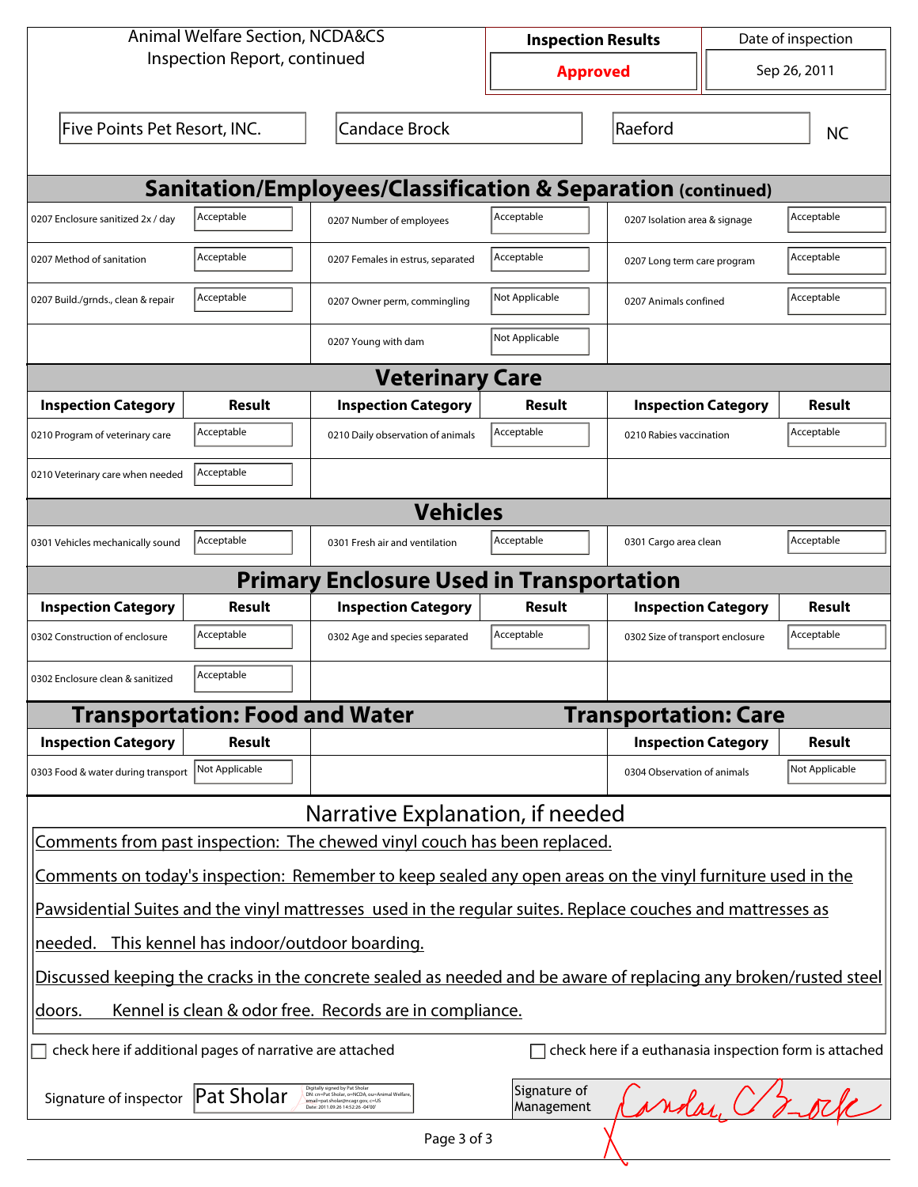Animal Welfare Section, NCDA&CS
Inspection Report, continued

| Inspection Results | Date of inspection |
|---|---|
| **Approved** | Sep 26, 2011 |

| | | | |
|---|---|---|---|
| Five Points Pet Resort, INC. | Candace Brock | Raeford | NC |

## Sanitation/Employees/Classification & Separation (continued)

| | | | | | |
|---|---|---|---|---|---|
| 0207 Enclosure sanitized 2x / day | Acceptable | 0207 Number of employees | Acceptable | 0207 Isolation area & signage | Acceptable |
| 0207 Method of sanitation | Acceptable | 0207 Females in estrus, separated | Acceptable | 0207 Long term care program | Acceptable |
| 0207 Build./grnds., clean & repair | Acceptable | 0207 Owner perm, commingling | Not Applicable | 0207 Animals confined | Acceptable |
| | | 0207 Young with dam | Not Applicable | | |

## Veterinary Care

| Inspection Category | Result | Inspection Category | Result | Inspection Category | Result |
|---|---|---|---|---|---|
| 0210 Program of veterinary care | Acceptable | 0210 Daily observation of animals | Acceptable | 0210 Rabies vaccination | Acceptable |
| 0210 Veterinary care when needed | Acceptable | | | | |

## Vehicles

| | | | | | |
|---|---|---|---|---|---|
| 0301 Vehicles mechanically sound | Acceptable | 0301 Fresh air and ventilation | Acceptable | 0301 Cargo area clean | Acceptable |

## Primary Enclosure Used in Transportation

| Inspection Category | Result | Inspection Category | Result | Inspection Category | Result |
|---|---|---|---|---|---|
| 0302 Construction of enclosure | Acceptable | 0302 Age and species separated | Acceptable | 0302 Size of transport enclosure | Acceptable |
| 0302 Enclosure clean & sanitized | Acceptable | | | | |

## Transportation: Food and Water / Transportation: Care

| Inspection Category | Result | | Inspection Category | Result |
|---|---|---|---|---|
| 0303 Food & water during transport | Not Applicable | | 0304 Observation of animals | Not Applicable |

## Narrative Explanation, if needed

Comments from past inspection: The chewed vinyl couch has been replaced.

Comments on today's inspection: Remember to keep sealed any open areas on the vinyl furniture used in the Pawsidential Suites and the vinyl mattresses used in the regular suites. Replace couches and mattresses as needed. This kennel has indoor/outdoor boarding.

Discussed keeping the cracks in the concrete sealed as needed and be aware of replacing any broken/rusted steel doors. Kennel is clean & odor free. Records are in compliance.

☐ check here if additional pages of narrative are attached

☐ check here if a euthanasia inspection form is attached

Signature of inspector: Pat Sholar (Digitally signed by Pat Sholar, DN: cn=Pat Sholar, o=NCDA, ou=Animal Welfare, email=pat.sholar@ncagr.gov, c=US, Date: 2011.09.26 14:52:26 -04'00')

Signature of Management: Candace Brock